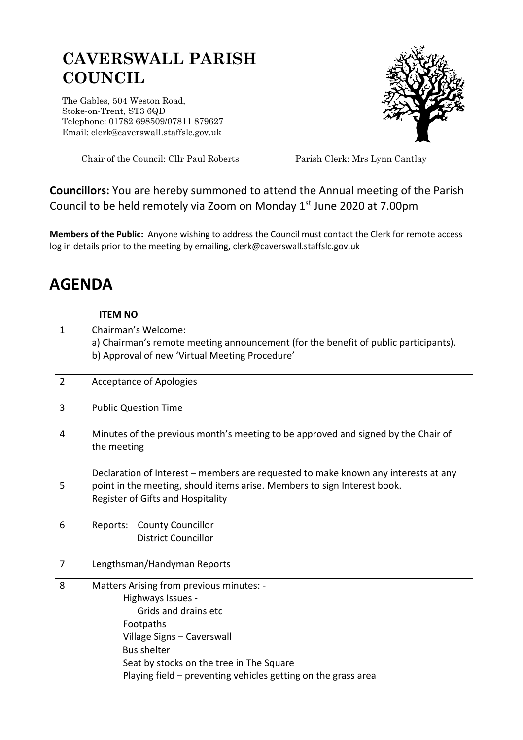# CAVERSWALL PARISH COUNCIL

The Gables, 504 Weston Road,
Stoke-on-Trent, ST3 6QD
Telephone: 01782 698509/07811 879627
Email: clerk@caverswall.staffslc.gov.uk

Chair of the Council: Cllr Paul Roberts

Parish Clerk: Mrs Lynn Cantlay

**Councillors:** You are hereby summoned to attend the Annual meeting of the Parish Council to be held remotely via Zoom on Monday 1st June 2020 at 7.00pm

**Members of the Public:** Anyone wishing to address the Council must contact the Clerk for remote access log in details prior to the meeting by emailing, clerk@caverswall.staffslc.gov.uk

## AGENDA

| | ITEM NO |
|---|---|
| 1 | Chairman's Welcome:<br>a) Chairman's remote meeting announcement (for the benefit of public participants).<br>b) Approval of new 'Virtual Meeting Procedure' |
| 2 | Acceptance of Apologies |
| 3 | Public Question Time |
| 4 | Minutes of the previous month's meeting to be approved and signed by the Chair of the meeting |
| 5 | Declaration of Interest – members are requested to make known any interests at any point in the meeting, should items arise. Members to sign Interest book.<br>Register of Gifts and Hospitality |
| 6 | Reports: County Councillor<br>District Councillor |
| 7 | Lengthsman/Handyman Reports |
| 8 | Matters Arising from previous minutes: -<br>Highways Issues -<br>Grids and drains etc<br>Footpaths<br>Village Signs – Caverswall<br>Bus shelter<br>Seat by stocks on the tree in The Square<br>Playing field – preventing vehicles getting on the grass area |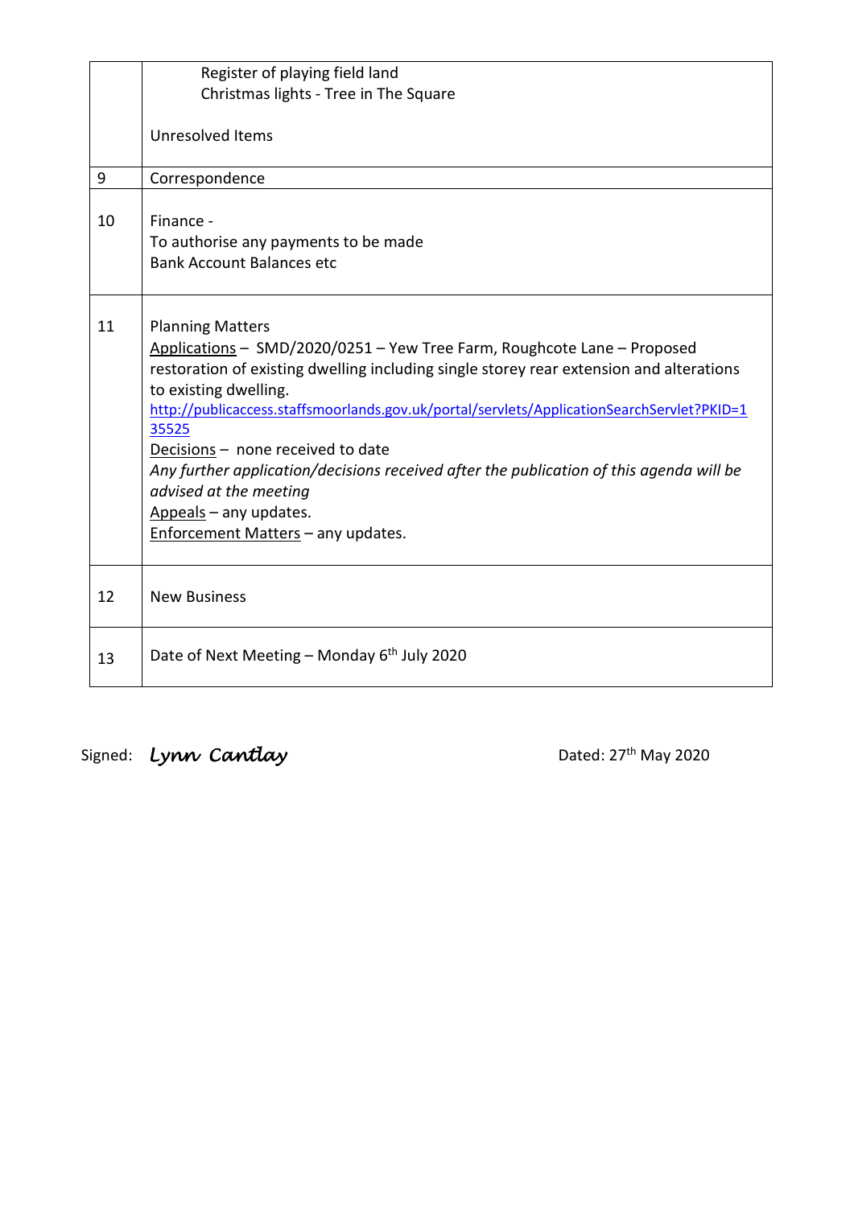| | |
|---|---|
| | Register of playing field land<br>Christmas lights - Tree in The Square<br><br>Unresolved Items |
| 9 | Correspondence |
| 10 | Finance -<br>To authorise any payments to be made<br>Bank Account Balances etc |
| 11 | Planning Matters<br>Applications – SMD/2020/0251 – Yew Tree Farm, Roughcote Lane – Proposed restoration of existing dwelling including single storey rear extension and alterations to existing dwelling.<br>http://publicaccess.staffsmoorlands.gov.uk/portal/servlets/ApplicationSearchServlet?PKID=135525<br>Decisions – none received to date<br>*Any further application/decisions received after the publication of this agenda will be advised at the meeting*<br>Appeals – any updates.<br>Enforcement Matters – any updates. |
| 12 | New Business |
| 13 | Date of Next Meeting – Monday 6th July 2020 |

Signed: *Lynn Cantlay*

Dated: 27th May 2020